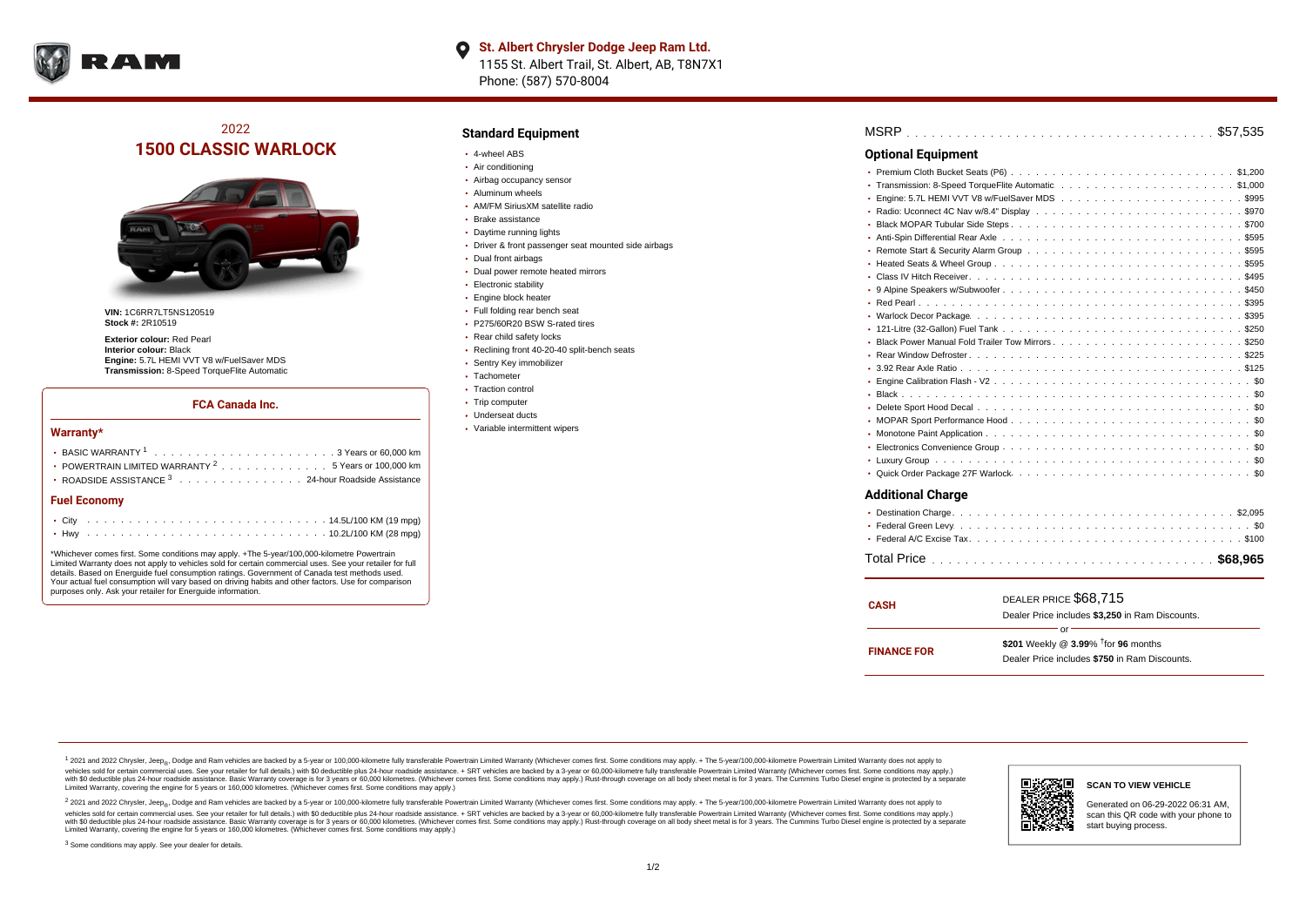**St. Albert Chrysler Dodge Jeep Ram Ltd.**
1155 St. Albert Trail, St. Albert, AB, T8N7X1
Phone: (587) 570-8004

## 2022
# 1500 CLASSIC WARLOCK

**VIN:** 1C6RR7LT5NS120519
**Stock #:** 2R10519

**Exterior colour:** Red Pearl
**Interior colour:** Black
**Engine:** 5.7L HEMI VVT V8 w/FuelSaver MDS
**Transmission:** 8-Speed TorqueFlite Automatic

### FCA Canada Inc.

#### Warranty*

- BASIC WARRANTY [1] . . . . . 3 Years or 60,000 km
- POWERTRAIN LIMITED WARRANTY [2] . . . . . 5 Years or 100,000 km
- ROADSIDE ASSISTANCE [3] . . . . . 24-hour Roadside Assistance

#### Fuel Economy

- City . . . . . 14.5L/100 KM (19 mpg)
- Hwy . . . . . 10.2L/100 KM (28 mpg)

*Whichever comes first. Some conditions may apply. +The 5-year/100,000-kilometre Powertrain Limited Warranty does not apply to vehicles sold for certain commercial uses. See your retailer for full details. Based on Energuide fuel consumption ratings. Government of Canada test methods used. Your actual fuel consumption will vary based on driving habits and other factors. Use for comparison purposes only. Ask your retailer for Energuide information.

## Standard Equipment

- 4-wheel ABS
- Air conditioning
- Airbag occupancy sensor
- Aluminum wheels
- AM/FM SiriusXM satellite radio
- Brake assistance
- Daytime running lights
- Driver & front passenger seat mounted side airbags
- Dual front airbags
- Dual power remote heated mirrors
- Electronic stability
- Engine block heater
- Full folding rear bench seat
- P275/60R20 BSW S-rated tires
- Rear child safety locks
- Reclining front 40-20-40 split-bench seats
- Sentry Key immobilizer
- Tachometer
- Traction control
- Trip computer
- Underseat ducts
- Variable intermittent wipers

MSRP . . . . . $57,535

## Optional Equipment

- Premium Cloth Bucket Seats (P6) . . . . . $1,200
- Transmission: 8-Speed TorqueFlite Automatic . . . . . $1,000
- Engine: 5.7L HEMI VVT V8 w/FuelSaver MDS . . . . . $995
- Radio: Uconnect 4C Nav w/8.4" Display . . . . . $970
- Black MOPAR Tubular Side Steps . . . . . $700
- Anti-Spin Differential Rear Axle . . . . . $595
- Remote Start & Security Alarm Group . . . . . $595
- Heated Seats & Wheel Group . . . . . $595
- Class IV Hitch Receiver . . . . . $495
- 9 Alpine Speakers w/Subwoofer . . . . . $450
- Red Pearl . . . . . $395
- Warlock Decor Package . . . . . $395
- 121-Litre (32-Gallon) Fuel Tank . . . . . $250
- Black Power Manual Fold Trailer Tow Mirrors . . . . . $250
- Rear Window Defroster . . . . . $225
- 3.92 Rear Axle Ratio . . . . . $125
- Engine Calibration Flash - V2 . . . . . $0
- Black . . . . . $0
- Delete Sport Hood Decal . . . . . $0
- MOPAR Sport Performance Hood . . . . . $0
- Monotone Paint Application . . . . . $0
- Electronics Convenience Group . . . . . $0
- Luxury Group . . . . . $0
- Quick Order Package 27F Warlock . . . . . $0

## Additional Charge

- Destination Charge . . . . . $2,095
- Federal Green Levy . . . . . $0
- Federal A/C Excise Tax . . . . . $100

Total Price . . . . . **$68,965**

| | |
|---|---|
| **CASH** | DEALER PRICE $68,715<br>Dealer Price includes **$3,250** in Ram Discounts. |
| | or |
| **FINANCE FOR** | **$201** Weekly @ **3.99**% †for **96** months<br>Dealer Price includes **$750** in Ram Discounts. |

[1] 2021 and 2022 Chrysler, Jeep®, Dodge and Ram vehicles are backed by a 5-year or 100,000-kilometre fully transferable Powertrain Limited Warranty (Whichever comes first. Some conditions may apply. + The 5-year/100,000-kilometre Powertrain Limited Warranty does not apply to vehicles sold for certain commercial uses. See your retailer for full details.) with $0 deductible plus 24-hour roadside assistance. + SRT vehicles are backed by a 3-year or 60,000-kilometre fully transferable Powertrain Limited Warranty (Whichever comes first. Some conditions may apply.) with $0 deductible plus 24-hour roadside assistance. Basic Warranty coverage is for 3 years or 60,000 kilometres. (Whichever comes first. Some conditions may apply.) Rust-through coverage on all body sheet metal is for 3 years. The Cummins Turbo Diesel engine is protected by a separate Limited Warranty, covering the engine for 5 years or 160,000 kilometres. (Whichever comes first. Some conditions may apply.)

[2] 2021 and 2022 Chrysler, Jeep®, Dodge and Ram vehicles are backed by a 5-year or 100,000-kilometre fully transferable Powertrain Limited Warranty (Whichever comes first. Some conditions may apply. + The 5-year/100,000-kilometre Powertrain Limited Warranty does not apply to vehicles sold for certain commercial uses. See your retailer for full details.) with $0 deductible plus 24-hour roadside assistance. + SRT vehicles are backed by a 3-year or 60,000-kilometre fully transferable Powertrain Limited Warranty (Whichever comes first. Some conditions may apply.) with $0 deductible plus 24-hour roadside assistance. Basic Warranty coverage is for 3 years or 60,000 kilometres. (Whichever comes first. Some conditions may apply.) Rust-through coverage on all body sheet metal is for 3 years. The Cummins Turbo Diesel engine is protected by a separate Limited Warranty, covering the engine for 5 years or 160,000 kilometres. (Whichever comes first. Some conditions may apply.)

[3] Some conditions may apply. See your dealer for details.

**SCAN TO VIEW VEHICLE**

Generated on 06-29-2022 06:31 AM, scan this QR code with your phone to start buying process.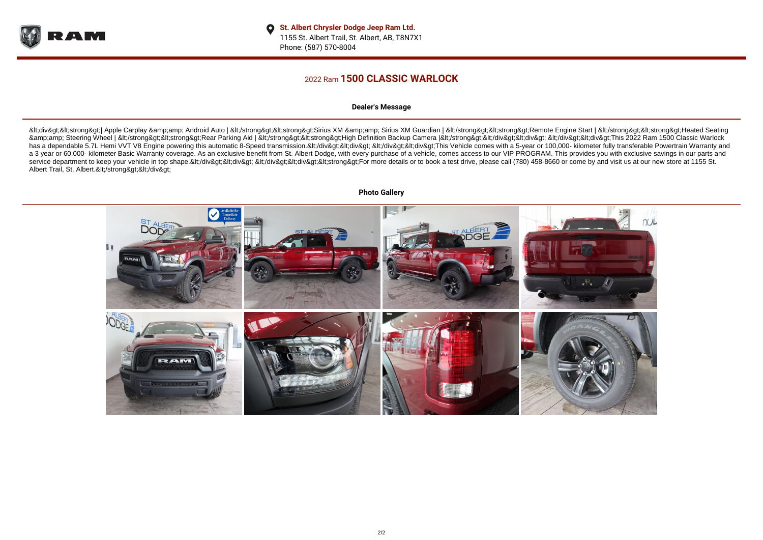**St. Albert Chrysler Dodge Jeep Ram Ltd.**
1155 St. Albert Trail, St. Albert, AB, T8N7X1
Phone: (587) 570-8004

# 2022 Ram **1500 CLASSIC WARLOCK**

## Dealer's Message

&lt;div&gt;&lt;strong&gt;| Apple Carplay &amp;amp; Android Auto | &lt;/strong&gt;&lt;strong&gt;Sirius XM &amp;amp; Sirius XM Guardian | &lt;/strong&gt;&lt;strong&gt;Remote Engine Start | &lt;/strong&gt;&lt;strong&gt;Heated Seating &amp;amp; Steering Wheel | &lt;/strong&gt;&lt;strong&gt;Rear Parking Aid | &lt;/strong&gt;&lt;strong&gt;High Definition Backup Camera |&lt;/strong&gt;&lt;/div&gt;&lt;div&gt; &lt;/div&gt;&lt;div&gt;This 2022 Ram 1500 Classic Warlock has a dependable 5.7L Hemi VVT V8 Engine powering this automatic 8-Speed transmission.&lt;/div&gt;&lt;div&gt; &lt;/div&gt;&lt;div&gt;This Vehicle comes with a 5-year or 100,000- kilometer fully transferable Powertrain Warranty and a 3 year or 60,000- kilometer Basic Warranty coverage. As an exclusive benefit from St. Albert Dodge, with every purchase of a vehicle, comes access to our VIP PROGRAM. This provides you with exclusive savings in our parts and service department to keep your vehicle in top shape.&lt;/div&gt;&lt;div&gt; &lt;/div&gt;&lt;div&gt;&lt;strong&gt;For more details or to book a test drive, please call (780) 458-8660 or come by and visit us at our new store at 1155 St. Albert Trail, St. Albert.&lt;/strong&gt;&lt;/div&gt;

## Photo Gallery